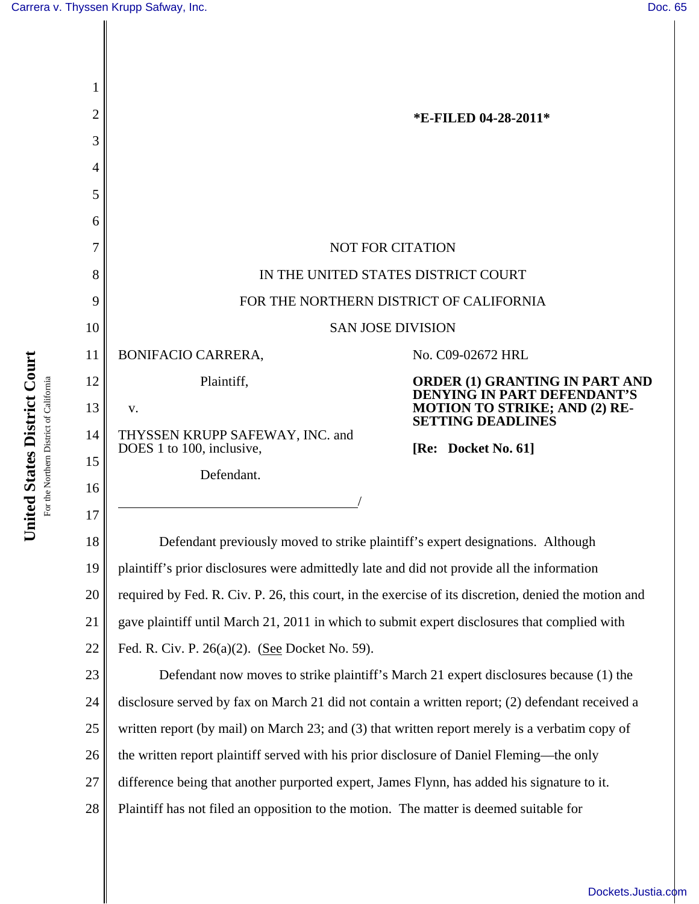*E-FILED 04-28-2011*

NOT FOR CITATION

IN THE UNITED STATES DISTRICT COURT

FOR THE NORTHERN DISTRICT OF CALIFORNIA

SAN JOSE DIVISION

BONIFACIO CARRERA,

Plaintiff,

v.

THYSSEN KRUPP SAFEWAY, INC. and DOES 1 to 100, inclusive,

Defendant.

No. C09-02672 HRL

**ORDER (1) GRANTING IN PART AND DENYING IN PART DEFENDANT'S MOTION TO STRIKE; AND (2) RE-SETTING DEADLINES**

**[Re: Docket No. 61]**

Defendant previously moved to strike plaintiff's expert designations. Although plaintiff's prior disclosures were admittedly late and did not provide all the information required by Fed. R. Civ. P. 26, this court, in the exercise of its discretion, denied the motion and gave plaintiff until March 21, 2011 in which to submit expert disclosures that complied with Fed. R. Civ. P. 26(a)(2). (See Docket No. 59).

Defendant now moves to strike plaintiff's March 21 expert disclosures because (1) the disclosure served by fax on March 21 did not contain a written report; (2) defendant received a written report (by mail) on March 23; and (3) that written report merely is a verbatim copy of the written report plaintiff served with his prior disclosure of Daniel Fleming—the only difference being that another purported expert, James Flynn, has added his signature to it. Plaintiff has not filed an opposition to the motion. The matter is deemed suitable for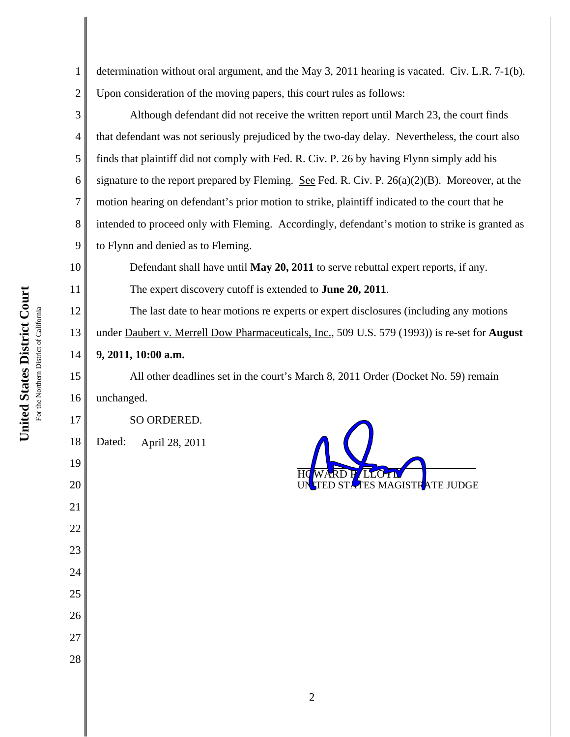determination without oral argument, and the May 3, 2011 hearing is vacated. Civ. L.R. 7-1(b). Upon consideration of the moving papers, this court rules as follows:

Although defendant did not receive the written report until March 23, the court finds that defendant was not seriously prejudiced by the two-day delay. Nevertheless, the court also finds that plaintiff did not comply with Fed. R. Civ. P. 26 by having Flynn simply add his signature to the report prepared by Fleming. See Fed. R. Civ. P. 26(a)(2)(B). Moreover, at the motion hearing on defendant's prior motion to strike, plaintiff indicated to the court that he intended to proceed only with Fleming. Accordingly, defendant's motion to strike is granted as to Flynn and denied as to Fleming.

Defendant shall have until **May 20, 2011** to serve rebuttal expert reports, if any.

The expert discovery cutoff is extended to **June 20, 2011**.

The last date to hear motions re experts or expert disclosures (including any motions under Daubert v. Merrell Dow Pharmaceuticals, Inc., 509 U.S. 579 (1993)) is re-set for **August 9, 2011, 10:00 a.m.**

All other deadlines set in the court's March 8, 2011 Order (Docket No. 59) remain unchanged.

SO ORDERED.

Dated: April 28, 2011

HOWARD R. LLOYD
UNITED STATES MAGISTRATE JUDGE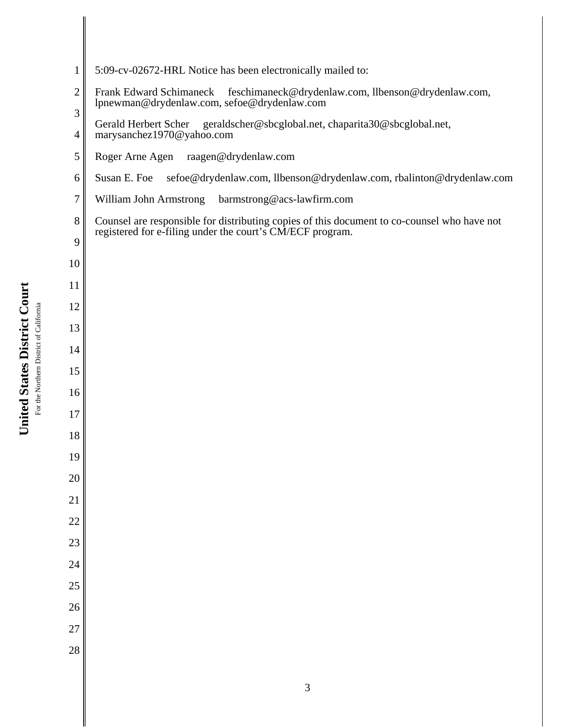5:09-cv-02672-HRL Notice has been electronically mailed to:

Frank Edward Schimaneck feschimaneck@drydenlaw.com, llbenson@drydenlaw.com, lpnewman@drydenlaw.com, sefoe@drydenlaw.com

Gerald Herbert Scher geraldscher@sbcglobal.net, chaparita30@sbcglobal.net, marysanchez1970@yahoo.com

Roger Arne Agen raagen@drydenlaw.com

Susan E. Foe sefoe@drydenlaw.com, llbenson@drydenlaw.com, rbalinton@drydenlaw.com

William John Armstrong barmstrong@acs-lawfirm.com

Counsel are responsible for distributing copies of this document to co-counsel who have not registered for e-filing under the court's CM/ECF program.